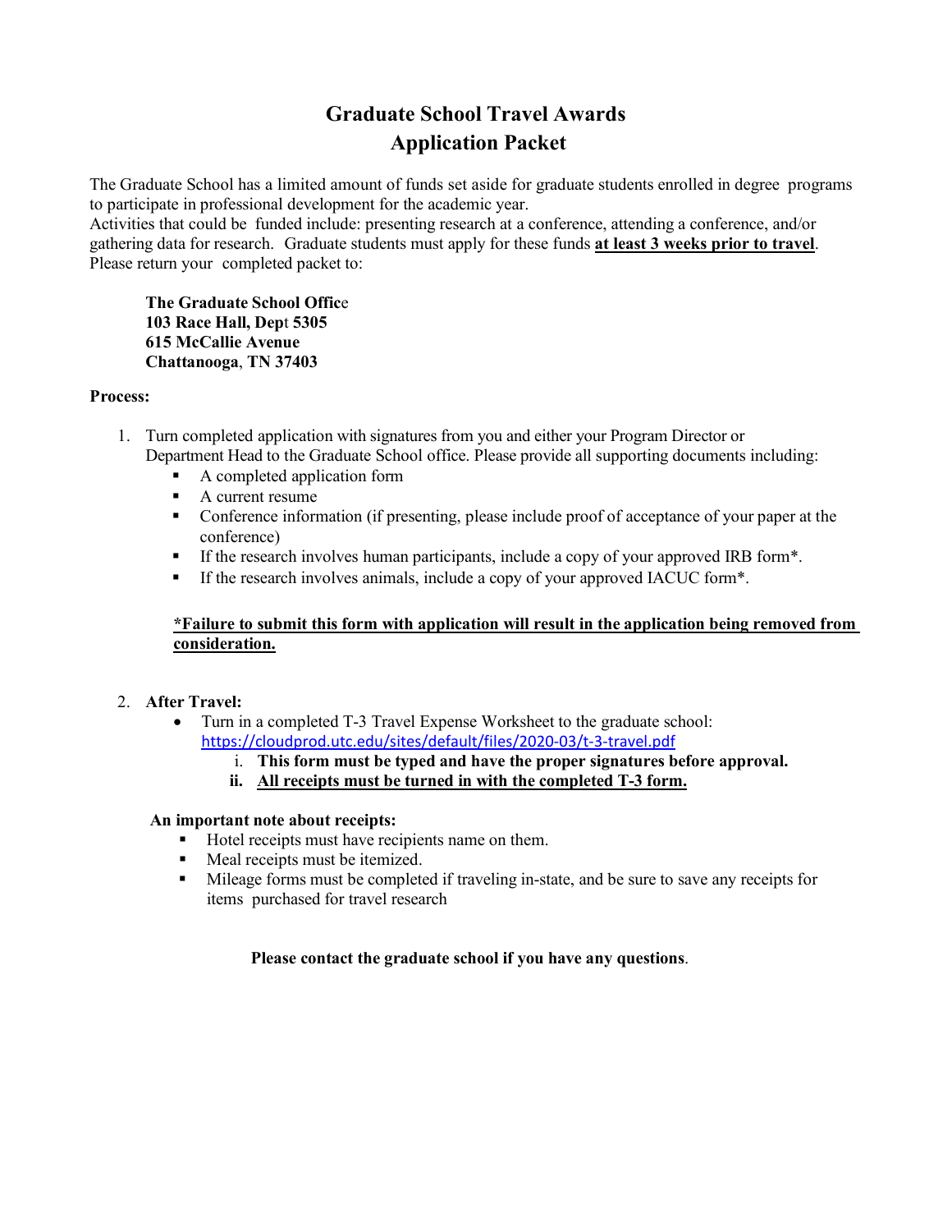# Graduate School Travel Awards
# Application Packet

The Graduate School has a limited amount of funds set aside for graduate students enrolled in degree programs to participate in professional development for the academic year.
Activities that could be funded include: presenting research at a conference, attending a conference, and/or gathering data for research. Graduate students must apply for these funds **at least 3 weeks prior to travel**. Please return your completed packet to:

> **The Graduate School Office**
> **103 Race Hall, Dept 5305**
> **615 McCallie Avenue**
> **Chattanooga, TN 37403**

**Process:**

1. Turn completed application with signatures from you and either your Program Director or Department Head to the Graduate School office. Please provide all supporting documents including:
   - A completed application form
   - A current resume
   - Conference information (if presenting, please include proof of acceptance of your paper at the conference)
   - If the research involves human participants, include a copy of your approved IRB form*.
   - If the research involves animals, include a copy of your approved IACUC form*.

   ***Failure to submit this form with application will result in the application being removed from consideration.**

2. **After Travel:**
   - Turn in a completed T-3 Travel Expense Worksheet to the graduate school: https://cloudprod.utc.edu/sites/default/files/2020-03/t-3-travel.pdf
     1. **This form must be typed and have the proper signatures before approval.**
     2. **All receipts must be turned in with the completed T-3 form.**

   **An important note about receipts:**
   - Hotel receipts must have recipients name on them.
   - Meal receipts must be itemized.
   - Mileage forms must be completed if traveling in-state, and be sure to save any receipts for items purchased for travel research

**Please contact the graduate school if you have any questions**.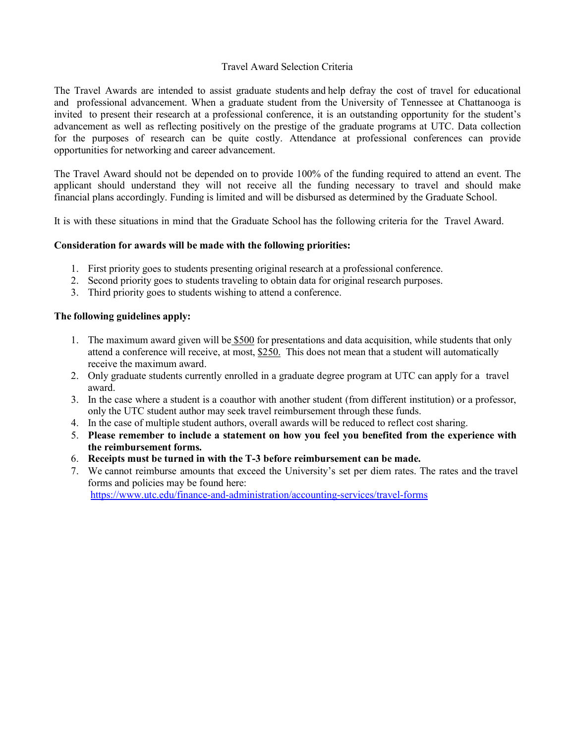# Travel Award Selection Criteria

The Travel Awards are intended to assist graduate students and help defray the cost of travel for educational and professional advancement. When a graduate student from the University of Tennessee at Chattanooga is invited to present their research at a professional conference, it is an outstanding opportunity for the student's advancement as well as reflecting positively on the prestige of the graduate programs at UTC. Data collection for the purposes of research can be quite costly. Attendance at professional conferences can provide opportunities for networking and career advancement.

The Travel Award should not be depended on to provide 100% of the funding required to attend an event. The applicant should understand they will not receive all the funding necessary to travel and should make financial plans accordingly. Funding is limited and will be disbursed as determined by the Graduate School.

It is with these situations in mind that the Graduate School has the following criteria for the Travel Award.

**Consideration for awards will be made with the following priorities:**

1. First priority goes to students presenting original research at a professional conference.
2. Second priority goes to students traveling to obtain data for original research purposes.
3. Third priority goes to students wishing to attend a conference.

**The following guidelines apply:**

1. The maximum award given will be $500 for presentations and data acquisition, while students that only attend a conference will receive, at most, $250. This does not mean that a student will automatically receive the maximum award.
2. Only graduate students currently enrolled in a graduate degree program at UTC can apply for a travel award.
3. In the case where a student is a coauthor with another student (from different institution) or a professor, only the UTC student author may seek travel reimbursement through these funds.
4. In the case of multiple student authors, overall awards will be reduced to reflect cost sharing.
5. **Please remember to include a statement on how you feel you benefited from the experience with the reimbursement forms.**
6. **Receipts must be turned in with the T-3 before reimbursement can be made.**
7. We cannot reimburse amounts that exceed the University's set per diem rates. The rates and the travel forms and policies may be found here: https://www.utc.edu/finance-and-administration/accounting-services/travel-forms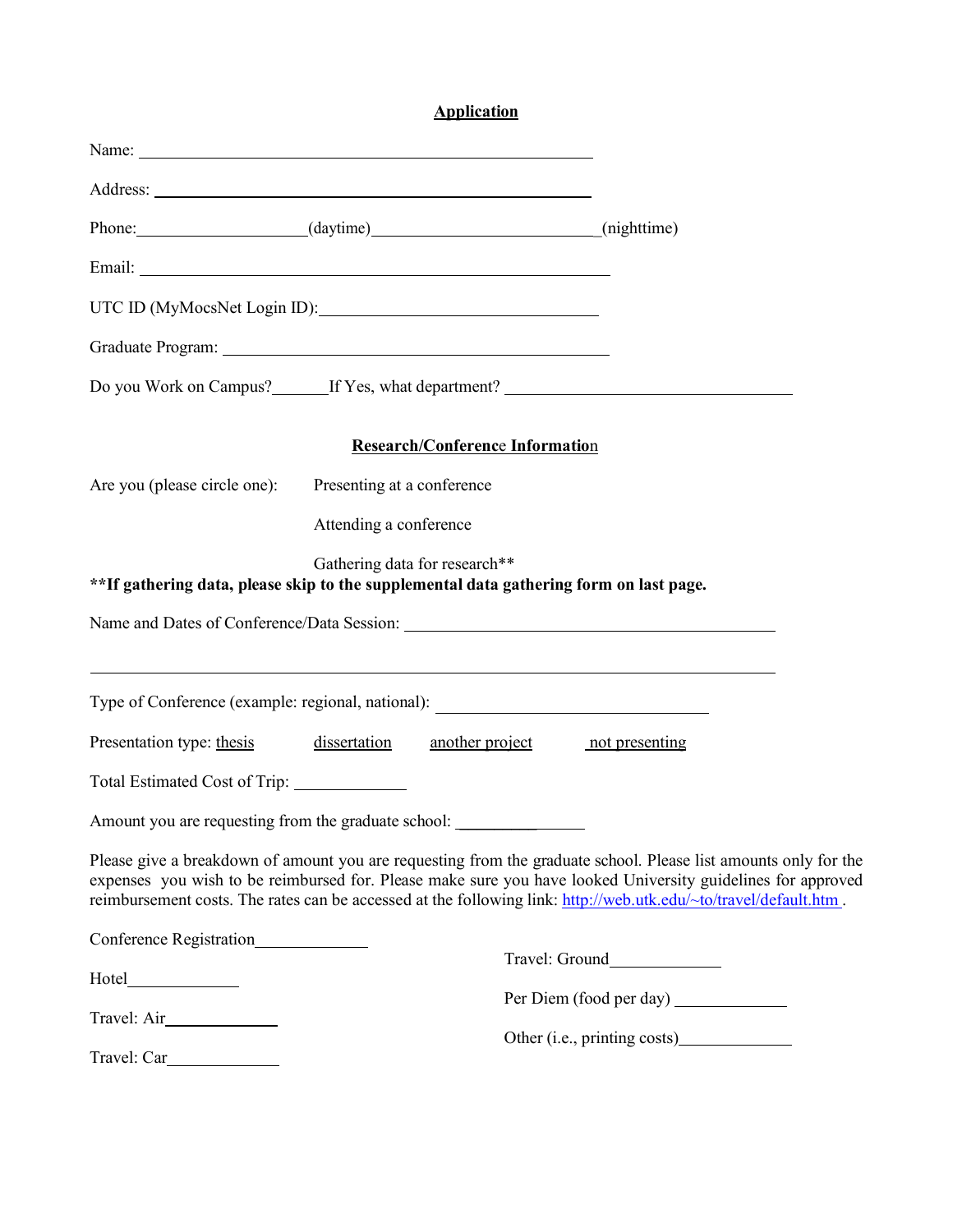## Application

Name: ______________________________________________

Address: ______________________________________________

Phone:____________________(daytime)__________________________(nighttime)

Email: ______________________________________________

UTC ID (MyMocsNet Login ID):________________________________

Graduate Program: ______________________________________________

Do you Work on Campus?______If Yes, what department? ________________________________

## Research/Conference Information

Are you (please circle one): Presenting at a conference

Attending a conference

Gathering data for research**

**If gathering data, please skip to the supplemental data gathering form on last page.**

Name and Dates of Conference/Data Session: ______________________________________________

______________________________________________________________________________

Type of Conference (example: regional, national): ________________________________

Presentation type: thesis dissertation another project not presenting

Total Estimated Cost of Trip: _____________

Amount you are requesting from the graduate school: ________________

Please give a breakdown of amount you are requesting from the graduate school. Please list amounts only for the expenses you wish to be reimbursed for. Please make sure you have looked University guidelines for approved reimbursement costs. The rates can be accessed at the following link: http://web.utk.edu/~to/travel/default.htm .

Conference Registration_____________

Hotel_____________

Travel: Air_____________

Travel: Car_____________

Travel: Ground_____________

Per Diem (food per day) _____________

Other (i.e., printing costs)_____________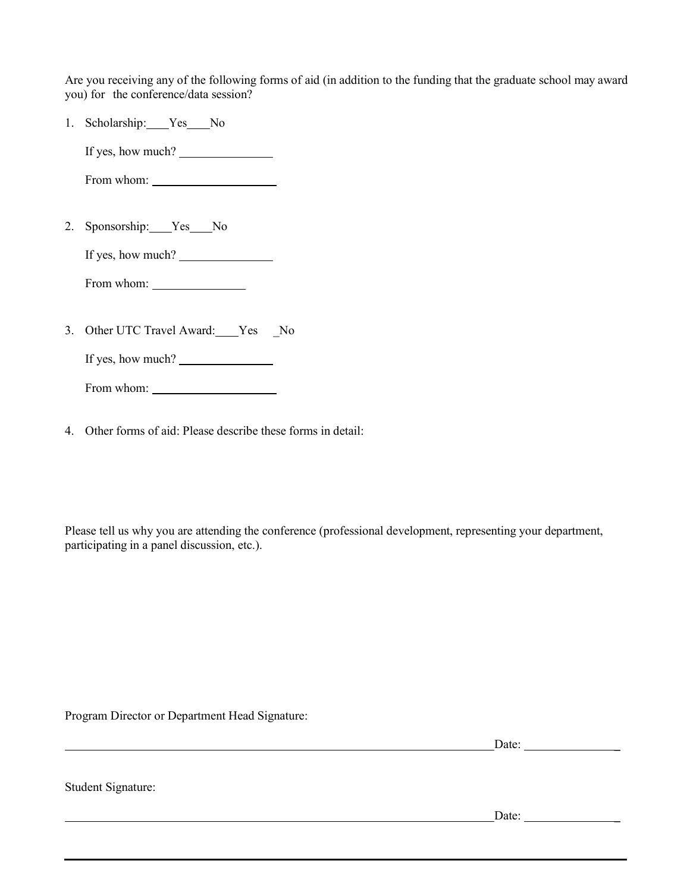Are you receiving any of the following forms of aid (in addition to the funding that the graduate school may award you) for the conference/data session?

1. Scholarship:____Yes____No

   If yes, how much? _______________

   From whom: ____________________

2. Sponsorship:____Yes____No

   If yes, how much? _______________

   From whom: _______________

3. Other UTC Travel Award:____Yes _No

   If yes, how much? _______________

   From whom: ____________________

4. Other forms of aid: Please describe these forms in detail:

Please tell us why you are attending the conference (professional development, representing your department, participating in a panel discussion, etc.).

Program Director or Department Head Signature:

______________________________________________________________________Date: _______________

Student Signature:

______________________________________________________________________Date: _______________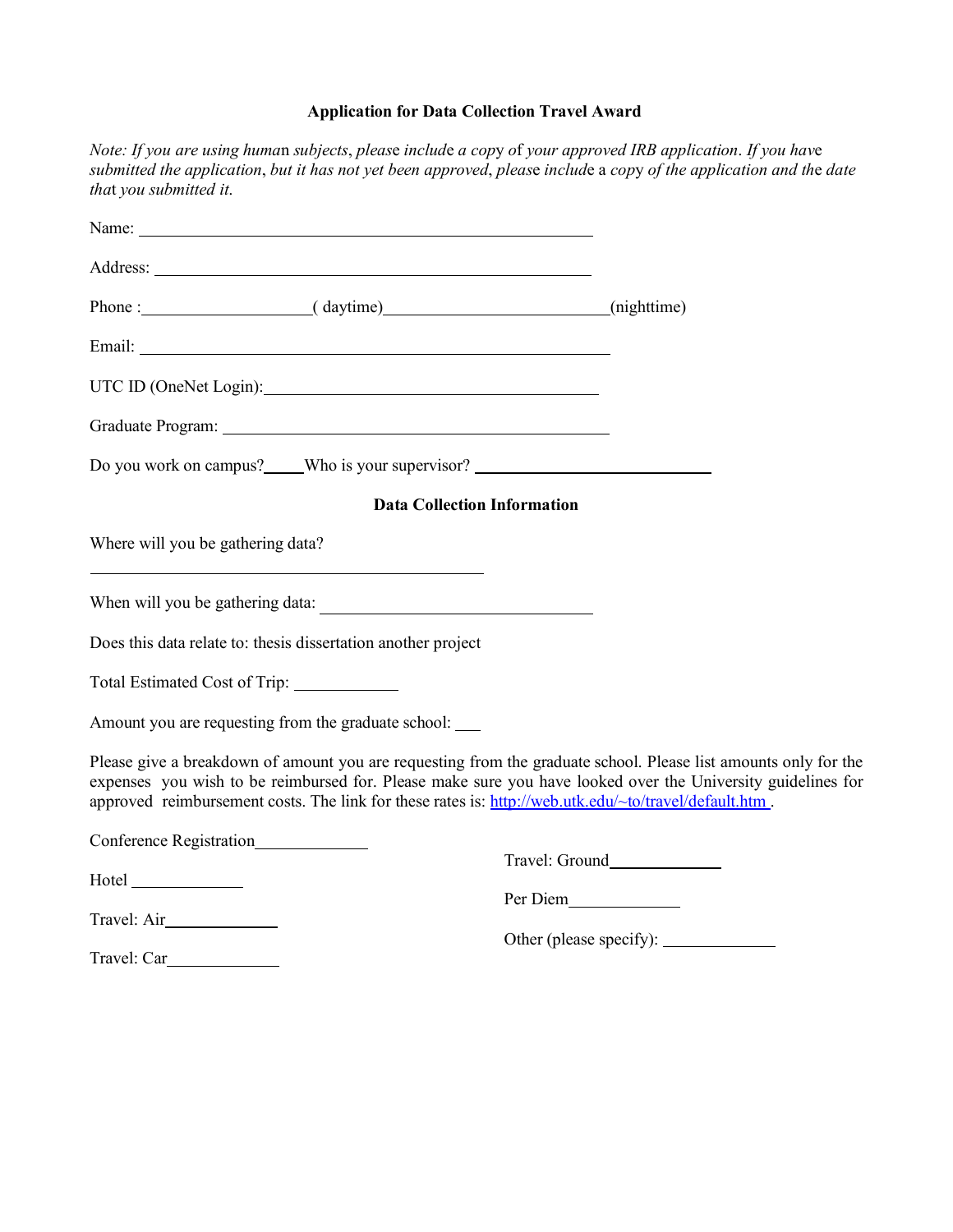**Application for Data Collection Travel Award**

*Note: If you are using human subjects, please include a copy of your approved IRB application. If you have submitted the application, but it has not yet been approved, please include a copy of the application and the date that you submitted it.*

Name: ______________________________________________

Address: ____________________________________________

Phone : ________________( daytime)______________________(nighttime)

Email: ______________________________________________

UTC ID (OneNet Login):__________________________________

Graduate Program: _____________________________________

Do you work on campus?____Who is your supervisor? ________________________

**Data Collection Information**

Where will you be gathering data?

____________________________________________

When will you be gathering data: ______________________________

Does this data relate to: thesis dissertation another project

Total Estimated Cost of Trip: ___________

Amount you are requesting from the graduate school: ___

Please give a breakdown of amount you are requesting from the graduate school. Please list amounts only for the expenses you wish to be reimbursed for. Please make sure you have looked over the University guidelines for approved reimbursement costs. The link for these rates is: http://web.utk.edu/~to/travel/default.htm .

Conference Registration____________

Hotel ____________

Travel: Air____________

Travel: Car____________

Travel: Ground____________

Per Diem____________

Other (please specify): ____________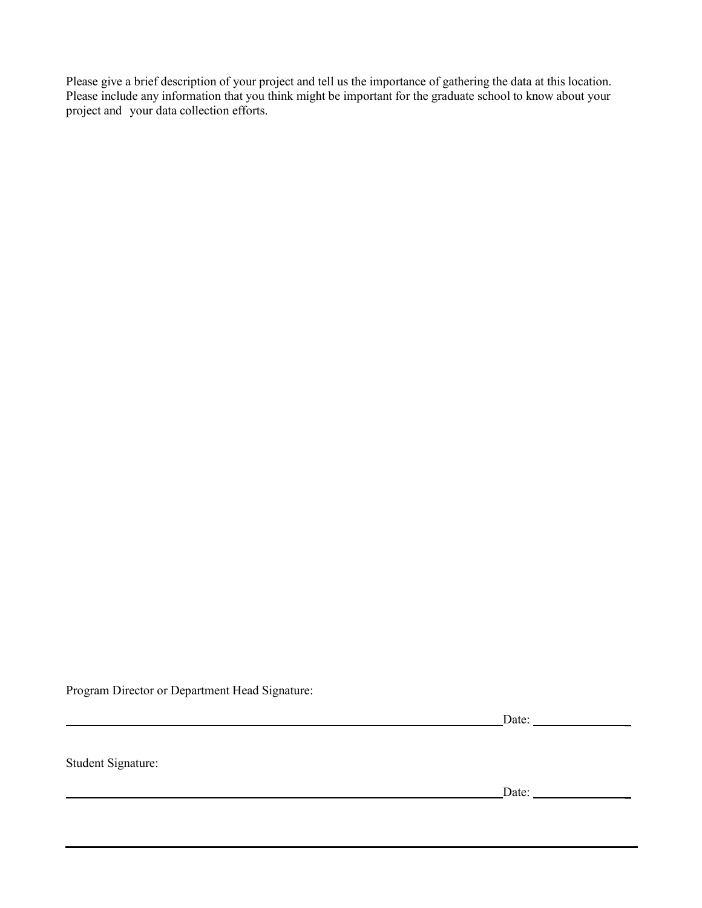Please give a brief description of your project and tell us the importance of gathering the data at this location. Please include any information that you think might be important for the graduate school to know about your project and your data collection efforts.

Program Director or Department Head Signature:

______________________________________________________________ Date: ______________

Student Signature:

______________________________________________________________ Date: ______________